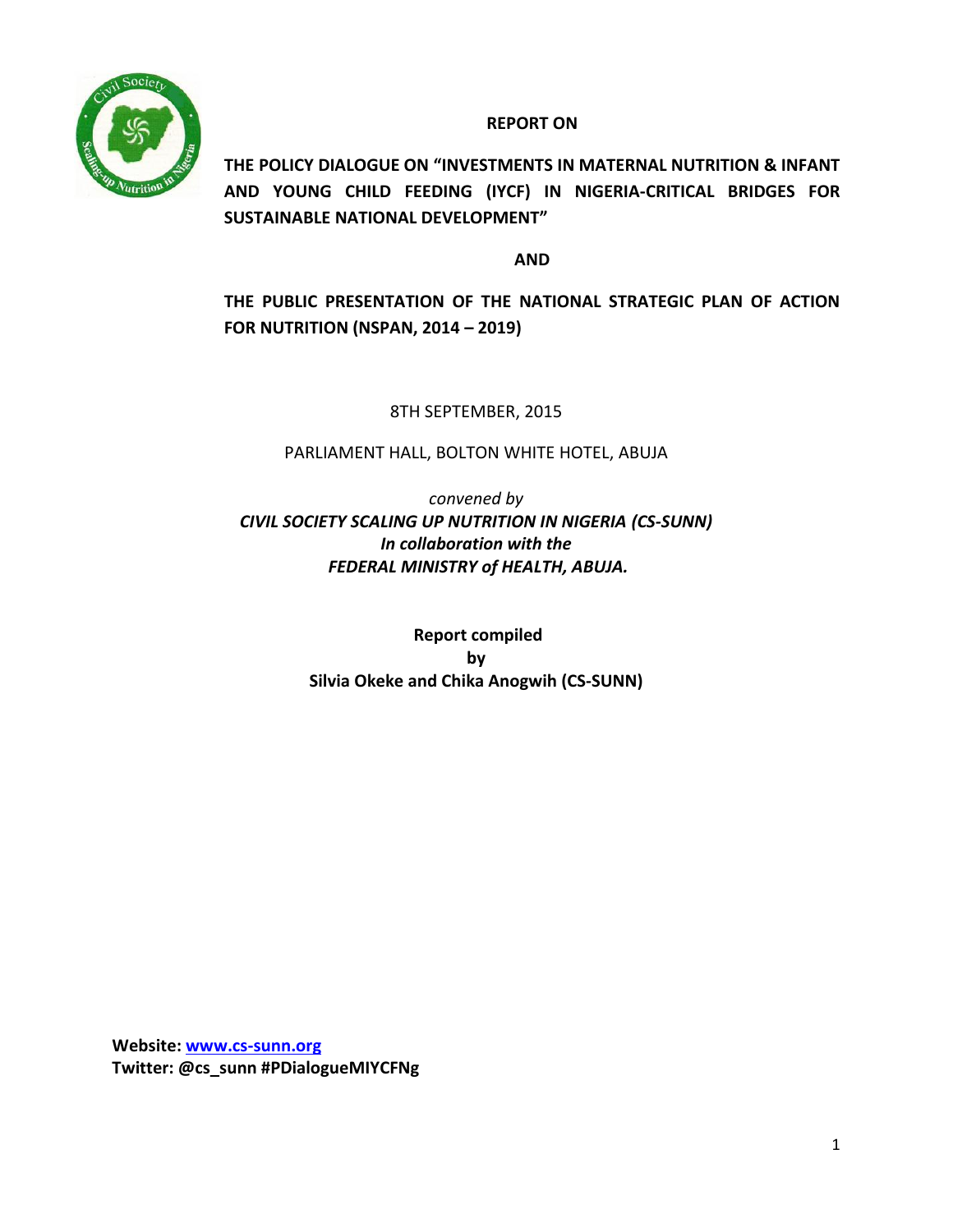**REPORT ON**

**THE POLICY DIALOGUE ON "INVESTMENTS IN MATERNAL NUTRITION & INFANT AND YOUNG CHILD FEEDING (IYCF) IN NIGERIA-CRITICAL BRIDGES FOR SUSTAINABLE NATIONAL DEVELOPMENT"**

**AND**

**THE PUBLIC PRESENTATION OF THE NATIONAL STRATEGIC PLAN OF ACTION FOR NUTRITION (NSPAN, 2014 – 2019)**

8TH SEPTEMBER, 2015

PARLIAMENT HALL, BOLTON WHITE HOTEL, ABUJA

*convened by*

***CIVIL SOCIETY SCALING UP NUTRITION IN NIGERIA (CS-SUNN)***

***In collaboration with the***

***FEDERAL MINISTRY of HEALTH, ABUJA.***

**Report compiled**

**by**

**Silvia Okeke and Chika Anogwih (CS-SUNN)**

**Website: www.cs-sunn.org**

**Twitter: @cs_sunn #PDialogueMIYCFNg**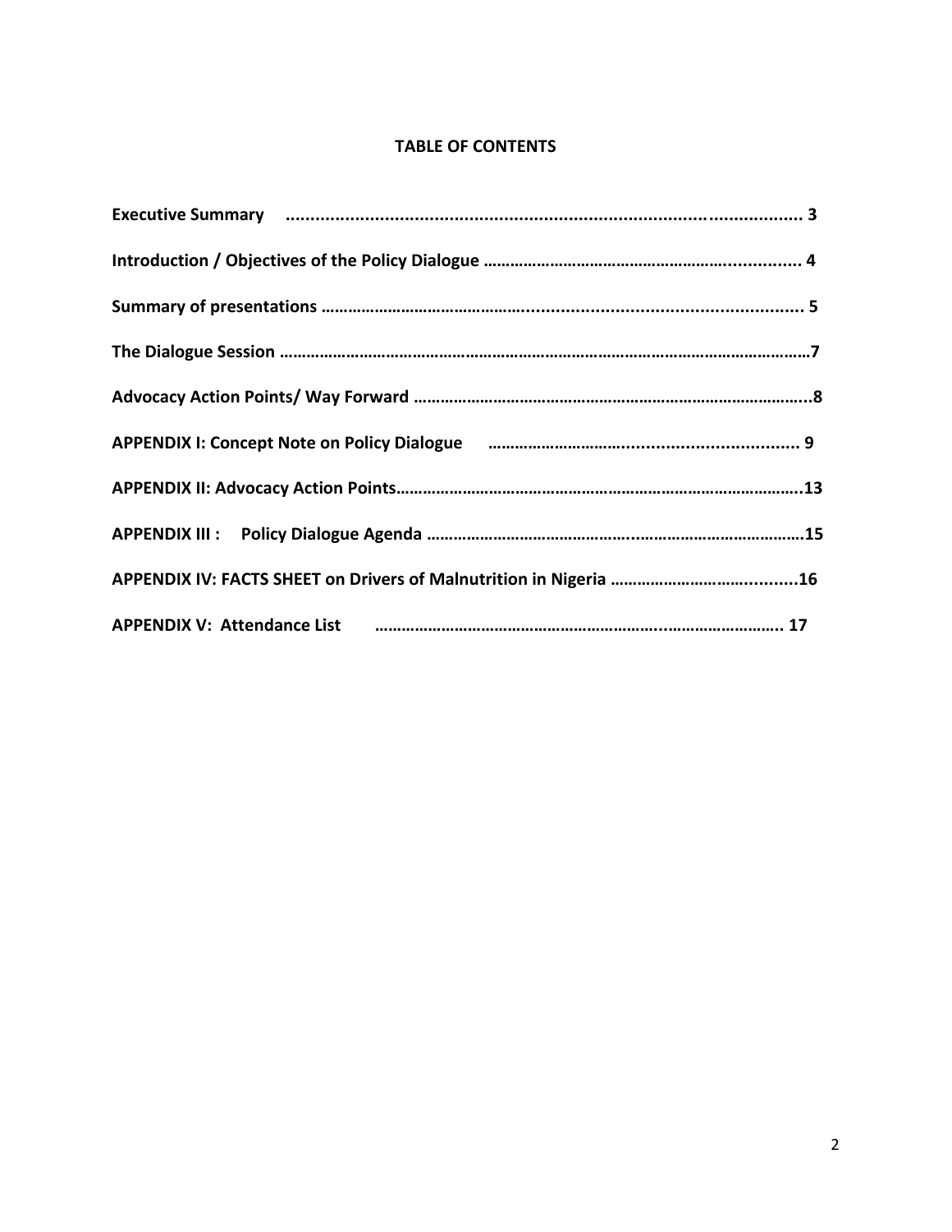# TABLE OF CONTENTS

**Executive Summary ........................................................................................................ 3**

**Introduction / Objectives of the Policy Dialogue …………………………………………….............. 4**

**Summary of presentations ………………………………….................................................... 5**

**The Dialogue Session …………………………………………………………………………………………………7**

**Advocacy Action Points/ Way Forward ……………………………………………………………………………...8**

**APPENDIX I: Concept Note on Policy Dialogue …………………………..................................... 9**

**APPENDIX II: Advocacy Action Points……………………………………………………………………………..13**

**APPENDIX III : Policy Dialogue Agenda ……………………………………..…………………………………15**

**APPENDIX IV: FACTS SHEET on Drivers of Malnutrition in Nigeria ……………………….….........16**

**APPENDIX V: Attendance List ………………………………………………………...…………………….. 17**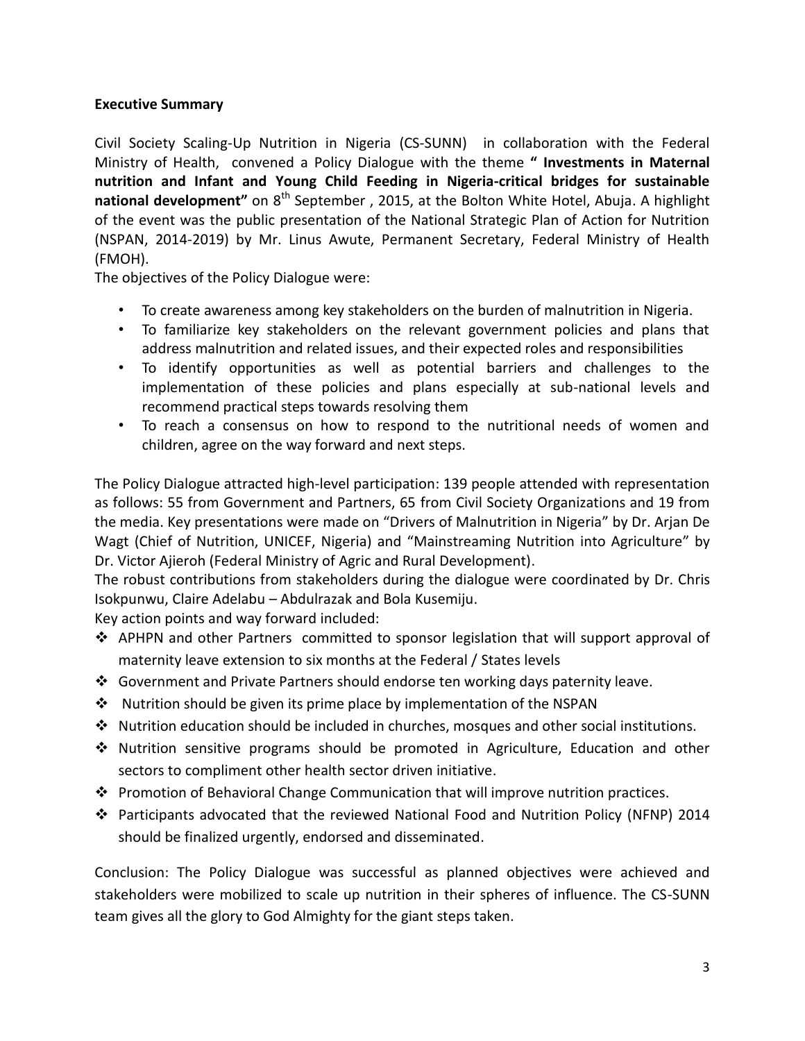**Executive Summary**

Civil Society Scaling-Up Nutrition in Nigeria (CS-SUNN) in collaboration with the Federal Ministry of Health, convened a Policy Dialogue with the theme **" Investments in Maternal nutrition and Infant and Young Child Feeding in Nigeria-critical bridges for sustainable national development"** on 8th September , 2015, at the Bolton White Hotel, Abuja. A highlight of the event was the public presentation of the National Strategic Plan of Action for Nutrition (NSPAN, 2014-2019) by Mr. Linus Awute, Permanent Secretary, Federal Ministry of Health (FMOH).

The objectives of the Policy Dialogue were:

- To create awareness among key stakeholders on the burden of malnutrition in Nigeria.
- To familiarize key stakeholders on the relevant government policies and plans that address malnutrition and related issues, and their expected roles and responsibilities
- To identify opportunities as well as potential barriers and challenges to the implementation of these policies and plans especially at sub-national levels and recommend practical steps towards resolving them
- To reach a consensus on how to respond to the nutritional needs of women and children, agree on the way forward and next steps.

The Policy Dialogue attracted high-level participation: 139 people attended with representation as follows: 55 from Government and Partners, 65 from Civil Society Organizations and 19 from the media. Key presentations were made on "Drivers of Malnutrition in Nigeria" by Dr. Arjan De Wagt (Chief of Nutrition, UNICEF, Nigeria) and "Mainstreaming Nutrition into Agriculture" by Dr. Victor Ajieroh (Federal Ministry of Agric and Rural Development).

The robust contributions from stakeholders during the dialogue were coordinated by Dr. Chris Isokpunwu, Claire Adelabu – Abdulrazak and Bola Kusemiju.

Key action points and way forward included:

- ❖ APHPN and other Partners committed to sponsor legislation that will support approval of maternity leave extension to six months at the Federal / States levels
- ❖ Government and Private Partners should endorse ten working days paternity leave.
- ❖ Nutrition should be given its prime place by implementation of the NSPAN
- ❖ Nutrition education should be included in churches, mosques and other social institutions.
- ❖ Nutrition sensitive programs should be promoted in Agriculture, Education and other sectors to compliment other health sector driven initiative.
- ❖ Promotion of Behavioral Change Communication that will improve nutrition practices.
- ❖ Participants advocated that the reviewed National Food and Nutrition Policy (NFNP) 2014 should be finalized urgently, endorsed and disseminated.

Conclusion: The Policy Dialogue was successful as planned objectives were achieved and stakeholders were mobilized to scale up nutrition in their spheres of influence. The CS-SUNN team gives all the glory to God Almighty for the giant steps taken.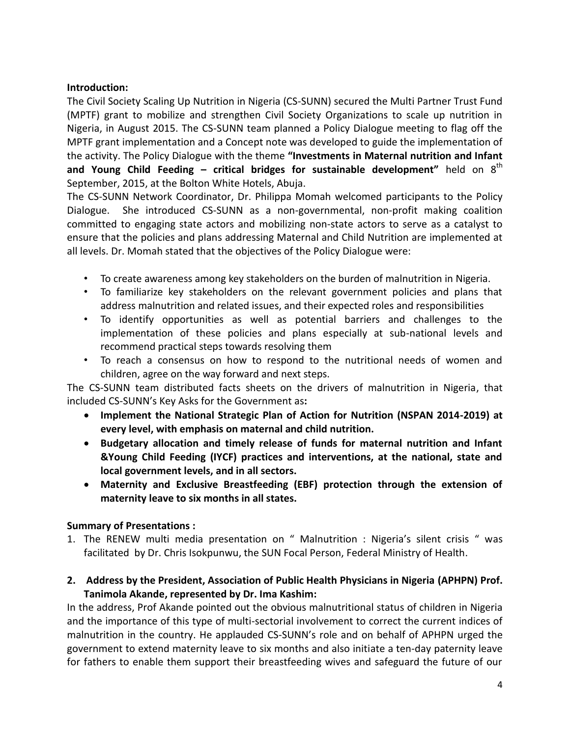**Introduction:**

The Civil Society Scaling Up Nutrition in Nigeria (CS-SUNN) secured the Multi Partner Trust Fund (MPTF) grant to mobilize and strengthen Civil Society Organizations to scale up nutrition in Nigeria, in August 2015. The CS-SUNN team planned a Policy Dialogue meeting to flag off the MPTF grant implementation and a Concept note was developed to guide the implementation of the activity. The Policy Dialogue with the theme **"Investments in Maternal nutrition and Infant and Young Child Feeding – critical bridges for sustainable development"** held on 8th September, 2015, at the Bolton White Hotels, Abuja.

The CS-SUNN Network Coordinator, Dr. Philippa Momah welcomed participants to the Policy Dialogue. She introduced CS-SUNN as a non-governmental, non-profit making coalition committed to engaging state actors and mobilizing non-state actors to serve as a catalyst to ensure that the policies and plans addressing Maternal and Child Nutrition are implemented at all levels. Dr. Momah stated that the objectives of the Policy Dialogue were:

- To create awareness among key stakeholders on the burden of malnutrition in Nigeria.
- To familiarize key stakeholders on the relevant government policies and plans that address malnutrition and related issues, and their expected roles and responsibilities
- To identify opportunities as well as potential barriers and challenges to the implementation of these policies and plans especially at sub-national levels and recommend practical steps towards resolving them
- To reach a consensus on how to respond to the nutritional needs of women and children, agree on the way forward and next steps.

The CS-SUNN team distributed facts sheets on the drivers of malnutrition in Nigeria, that included CS-SUNN's Key Asks for the Government as**:**

- **Implement the National Strategic Plan of Action for Nutrition (NSPAN 2014-2019) at every level, with emphasis on maternal and child nutrition.**
- **Budgetary allocation and timely release of funds for maternal nutrition and Infant &Young Child Feeding (IYCF) practices and interventions, at the national, state and local government levels, and in all sectors.**
- **Maternity and Exclusive Breastfeeding (EBF) protection through the extension of maternity leave to six months in all states.**

**Summary of Presentations :**

1. The RENEW multi media presentation on " Malnutrition : Nigeria's silent crisis " was facilitated by Dr. Chris Isokpunwu, the SUN Focal Person, Federal Ministry of Health.

2. **Address by the President, Association of Public Health Physicians in Nigeria (APHPN) Prof. Tanimola Akande, represented by Dr. Ima Kashim:**

In the address, Prof Akande pointed out the obvious malnutritional status of children in Nigeria and the importance of this type of multi-sectorial involvement to correct the current indices of malnutrition in the country. He applauded CS-SUNN's role and on behalf of APHPN urged the government to extend maternity leave to six months and also initiate a ten-day paternity leave for fathers to enable them support their breastfeeding wives and safeguard the future of our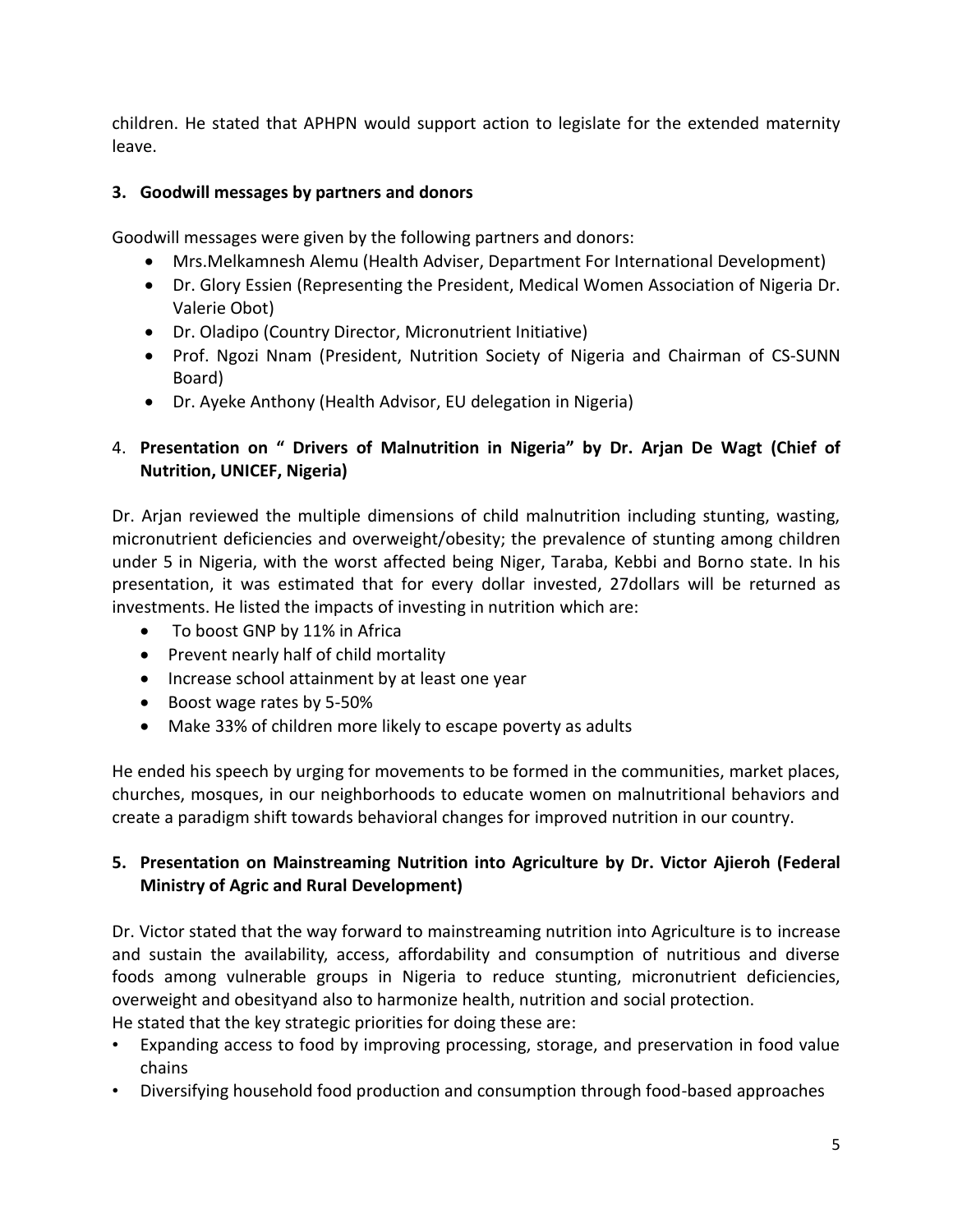children. He stated that APHPN would support action to legislate for the extended maternity leave.

**3. Goodwill messages by partners and donors**

Goodwill messages were given by the following partners and donors:

- Mrs.Melkamnesh Alemu (Health Adviser, Department For International Development)
- Dr. Glory Essien (Representing the President, Medical Women Association of Nigeria Dr. Valerie Obot)
- Dr. Oladipo (Country Director, Micronutrient Initiative)
- Prof. Ngozi Nnam (President, Nutrition Society of Nigeria and Chairman of CS-SUNN Board)
- Dr. Ayeke Anthony (Health Advisor, EU delegation in Nigeria)

4. **Presentation on " Drivers of Malnutrition in Nigeria" by Dr. Arjan De Wagt (Chief of Nutrition, UNICEF, Nigeria)**

Dr. Arjan reviewed the multiple dimensions of child malnutrition including stunting, wasting, micronutrient deficiencies and overweight/obesity; the prevalence of stunting among children under 5 in Nigeria, with the worst affected being Niger, Taraba, Kebbi and Borno state. In his presentation, it was estimated that for every dollar invested, 27dollars will be returned as investments. He listed the impacts of investing in nutrition which are:

- To boost GNP by 11% in Africa
- Prevent nearly half of child mortality
- Increase school attainment by at least one year
- Boost wage rates by 5-50%
- Make 33% of children more likely to escape poverty as adults

He ended his speech by urging for movements to be formed in the communities, market places, churches, mosques, in our neighborhoods to educate women on malnutritional behaviors and create a paradigm shift towards behavioral changes for improved nutrition in our country.

**5. Presentation on Mainstreaming Nutrition into Agriculture by Dr. Victor Ajieroh (Federal Ministry of Agric and Rural Development)**

Dr. Victor stated that the way forward to mainstreaming nutrition into Agriculture is to increase and sustain the availability, access, affordability and consumption of nutritious and diverse foods among vulnerable groups in Nigeria to reduce stunting, micronutrient deficiencies, overweight and obesityand also to harmonize health, nutrition and social protection.
He stated that the key strategic priorities for doing these are:

- Expanding access to food by improving processing, storage, and preservation in food value chains
- Diversifying household food production and consumption through food-based approaches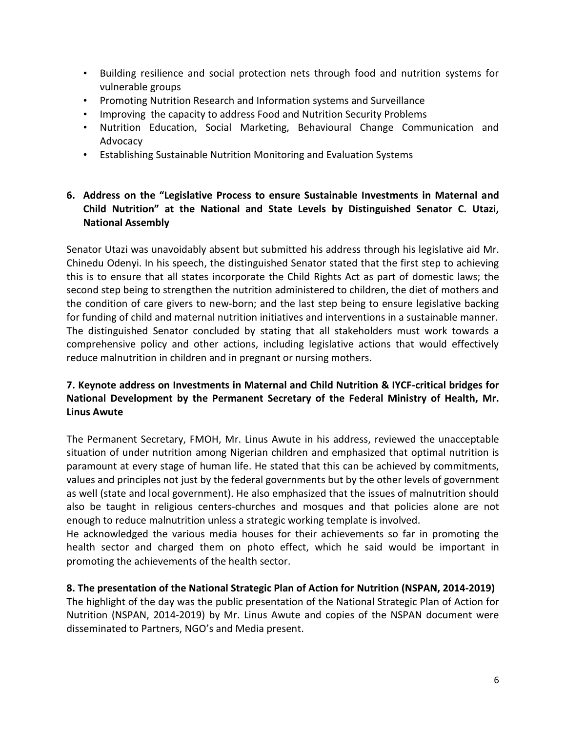- Building resilience and social protection nets through food and nutrition systems for vulnerable groups
- Promoting Nutrition Research and Information systems and Surveillance
- Improving the capacity to address Food and Nutrition Security Problems
- Nutrition Education, Social Marketing, Behavioural Change Communication and Advocacy
- Establishing Sustainable Nutrition Monitoring and Evaluation Systems

## 6. Address on the "Legislative Process to ensure Sustainable Investments in Maternal and Child Nutrition" at the National and State Levels by Distinguished Senator C. Utazi, National Assembly

Senator Utazi was unavoidably absent but submitted his address through his legislative aid Mr. Chinedu Odenyi. In his speech, the distinguished Senator stated that the first step to achieving this is to ensure that all states incorporate the Child Rights Act as part of domestic laws; the second step being to strengthen the nutrition administered to children, the diet of mothers and the condition of care givers to new-born; and the last step being to ensure legislative backing for funding of child and maternal nutrition initiatives and interventions in a sustainable manner. The distinguished Senator concluded by stating that all stakeholders must work towards a comprehensive policy and other actions, including legislative actions that would effectively reduce malnutrition in children and in pregnant or nursing mothers.

## 7. Keynote address on Investments in Maternal and Child Nutrition & IYCF-critical bridges for National Development by the Permanent Secretary of the Federal Ministry of Health, Mr. Linus Awute

The Permanent Secretary, FMOH, Mr. Linus Awute in his address, reviewed the unacceptable situation of under nutrition among Nigerian children and emphasized that optimal nutrition is paramount at every stage of human life. He stated that this can be achieved by commitments, values and principles not just by the federal governments but by the other levels of government as well (state and local government). He also emphasized that the issues of malnutrition should also be taught in religious centers-churches and mosques and that policies alone are not enough to reduce malnutrition unless a strategic working template is involved.

He acknowledged the various media houses for their achievements so far in promoting the health sector and charged them on photo effect, which he said would be important in promoting the achievements of the health sector.

## 8. The presentation of the National Strategic Plan of Action for Nutrition (NSPAN, 2014-2019)

The highlight of the day was the public presentation of the National Strategic Plan of Action for Nutrition (NSPAN, 2014-2019) by Mr. Linus Awute and copies of the NSPAN document were disseminated to Partners, NGO's and Media present.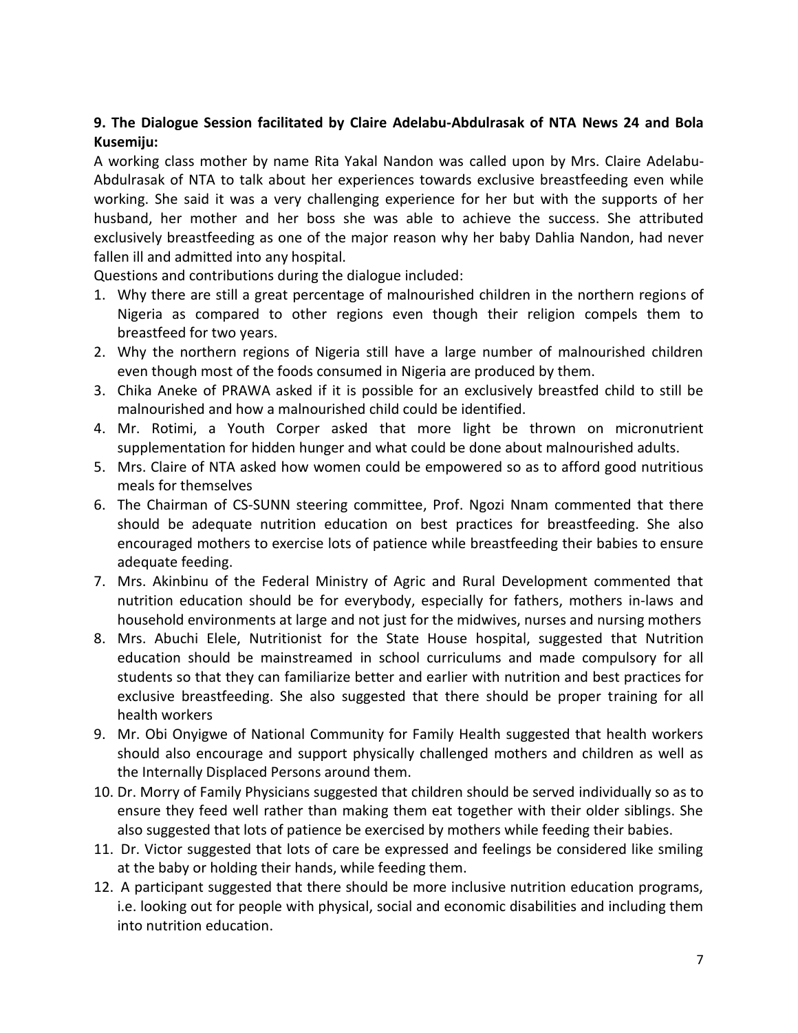**9. The Dialogue Session facilitated by Claire Adelabu-Abdulrasak of NTA News 24 and Bola Kusemiju:**

A working class mother by name Rita Yakal Nandon was called upon by Mrs. Claire Adelabu-Abdulrasak of NTA to talk about her experiences towards exclusive breastfeeding even while working. She said it was a very challenging experience for her but with the supports of her husband, her mother and her boss she was able to achieve the success. She attributed exclusively breastfeeding as one of the major reason why her baby Dahlia Nandon, had never fallen ill and admitted into any hospital.

Questions and contributions during the dialogue included:

1. Why there are still a great percentage of malnourished children in the northern regions of Nigeria as compared to other regions even though their religion compels them to breastfeed for two years.
2. Why the northern regions of Nigeria still have a large number of malnourished children even though most of the foods consumed in Nigeria are produced by them.
3. Chika Aneke of PRAWA asked if it is possible for an exclusively breastfed child to still be malnourished and how a malnourished child could be identified.
4. Mr. Rotimi, a Youth Corper asked that more light be thrown on micronutrient supplementation for hidden hunger and what could be done about malnourished adults.
5. Mrs. Claire of NTA asked how women could be empowered so as to afford good nutritious meals for themselves
6. The Chairman of CS-SUNN steering committee, Prof. Ngozi Nnam commented that there should be adequate nutrition education on best practices for breastfeeding. She also encouraged mothers to exercise lots of patience while breastfeeding their babies to ensure adequate feeding.
7. Mrs. Akinbinu of the Federal Ministry of Agric and Rural Development commented that nutrition education should be for everybody, especially for fathers, mothers in-laws and household environments at large and not just for the midwives, nurses and nursing mothers
8. Mrs. Abuchi Elele, Nutritionist for the State House hospital, suggested that Nutrition education should be mainstreamed in school curriculums and made compulsory for all students so that they can familiarize better and earlier with nutrition and best practices for exclusive breastfeeding. She also suggested that there should be proper training for all health workers
9. Mr. Obi Onyigwe of National Community for Family Health suggested that health workers should also encourage and support physically challenged mothers and children as well as the Internally Displaced Persons around them.
10. Dr. Morry of Family Physicians suggested that children should be served individually so as to ensure they feed well rather than making them eat together with their older siblings. She also suggested that lots of patience be exercised by mothers while feeding their babies.
11. Dr. Victor suggested that lots of care be expressed and feelings be considered like smiling at the baby or holding their hands, while feeding them.
12. A participant suggested that there should be more inclusive nutrition education programs, i.e. looking out for people with physical, social and economic disabilities and including them into nutrition education.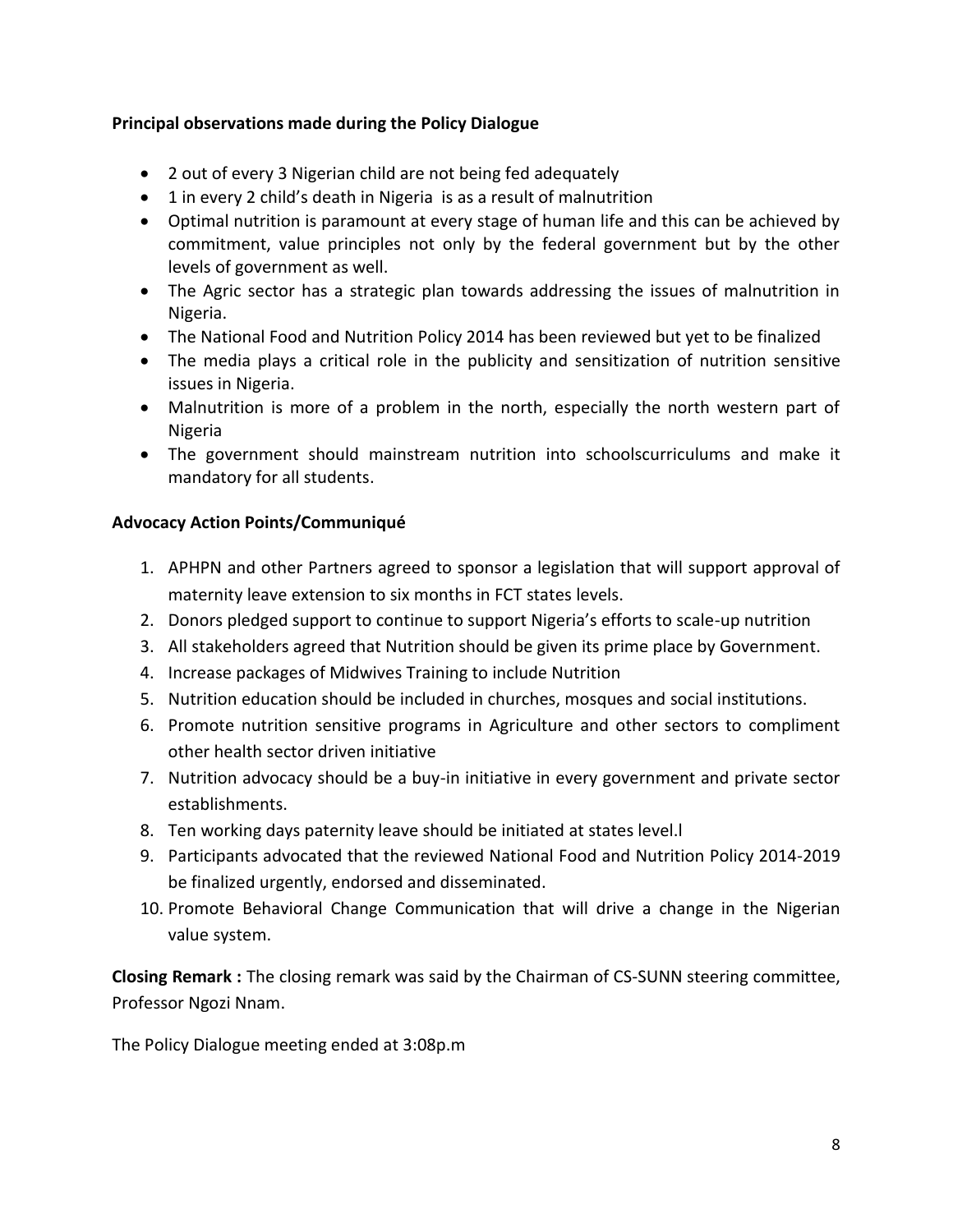**Principal observations made during the Policy Dialogue**

- 2 out of every 3 Nigerian child are not being fed adequately
- 1 in every 2 child's death in Nigeria is as a result of malnutrition
- Optimal nutrition is paramount at every stage of human life and this can be achieved by commitment, value principles not only by the federal government but by the other levels of government as well.
- The Agric sector has a strategic plan towards addressing the issues of malnutrition in Nigeria.
- The National Food and Nutrition Policy 2014 has been reviewed but yet to be finalized
- The media plays a critical role in the publicity and sensitization of nutrition sensitive issues in Nigeria.
- Malnutrition is more of a problem in the north, especially the north western part of Nigeria
- The government should mainstream nutrition into schoolscurriculums and make it mandatory for all students.

**Advocacy Action Points/Communiqué**

1. APHPN and other Partners agreed to sponsor a legislation that will support approval of maternity leave extension to six months in FCT states levels.
2. Donors pledged support to continue to support Nigeria's efforts to scale-up nutrition
3. All stakeholders agreed that Nutrition should be given its prime place by Government.
4. Increase packages of Midwives Training to include Nutrition
5. Nutrition education should be included in churches, mosques and social institutions.
6. Promote nutrition sensitive programs in Agriculture and other sectors to compliment other health sector driven initiative
7. Nutrition advocacy should be a buy-in initiative in every government and private sector establishments.
8. Ten working days paternity leave should be initiated at states level.l
9. Participants advocated that the reviewed National Food and Nutrition Policy 2014-2019 be finalized urgently, endorsed and disseminated.
10. Promote Behavioral Change Communication that will drive a change in the Nigerian value system.

**Closing Remark :** The closing remark was said by the Chairman of CS-SUNN steering committee, Professor Ngozi Nnam.

The Policy Dialogue meeting ended at 3:08p.m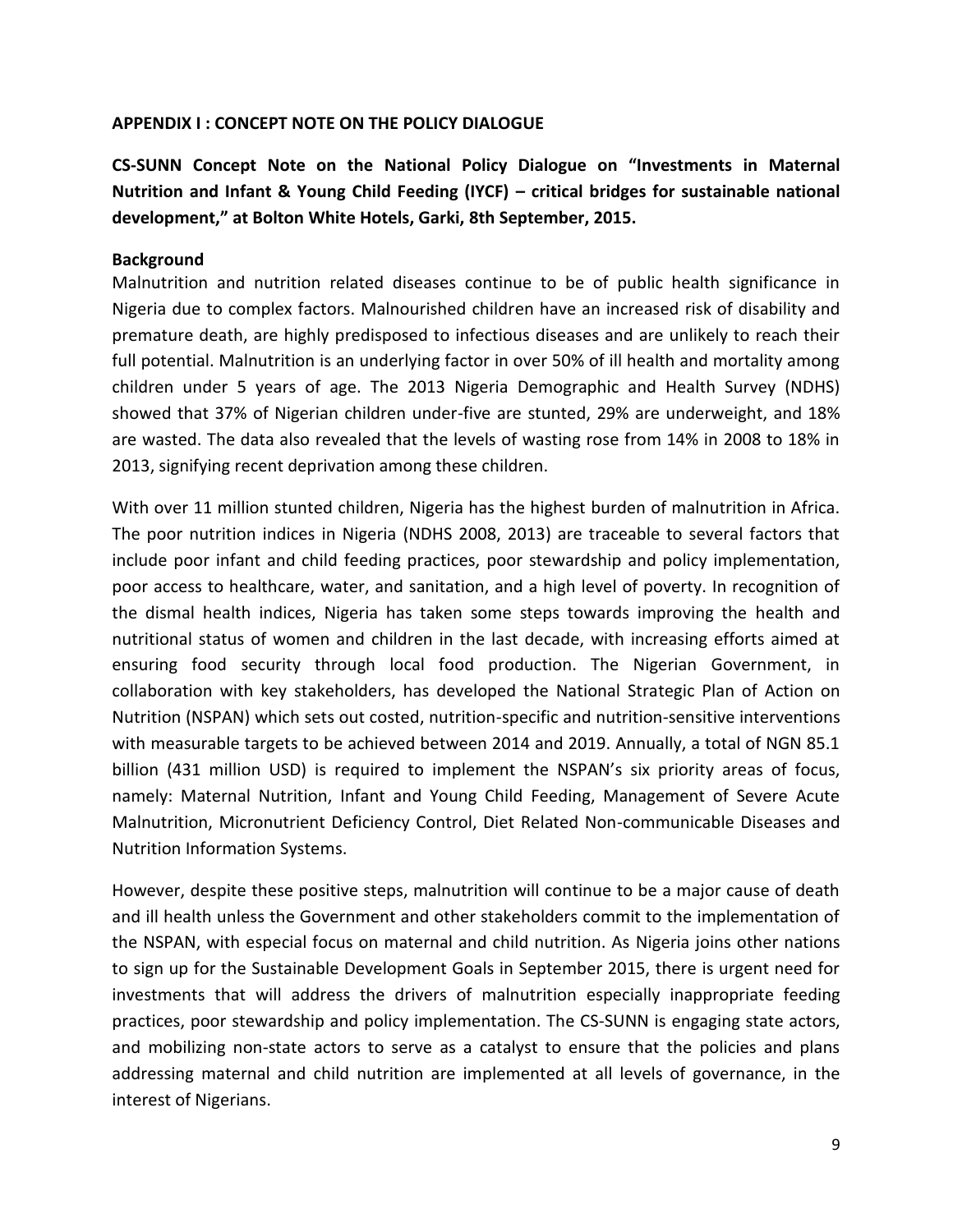**APPENDIX I : CONCEPT NOTE ON THE POLICY DIALOGUE**

**CS-SUNN Concept Note on the National Policy Dialogue on "Investments in Maternal Nutrition and Infant & Young Child Feeding (IYCF) – critical bridges for sustainable national development," at Bolton White Hotels, Garki, 8th September, 2015.**

**Background**

Malnutrition and nutrition related diseases continue to be of public health significance in Nigeria due to complex factors. Malnourished children have an increased risk of disability and premature death, are highly predisposed to infectious diseases and are unlikely to reach their full potential. Malnutrition is an underlying factor in over 50% of ill health and mortality among children under 5 years of age. The 2013 Nigeria Demographic and Health Survey (NDHS) showed that 37% of Nigerian children under-five are stunted, 29% are underweight, and 18% are wasted. The data also revealed that the levels of wasting rose from 14% in 2008 to 18% in 2013, signifying recent deprivation among these children.

With over 11 million stunted children, Nigeria has the highest burden of malnutrition in Africa. The poor nutrition indices in Nigeria (NDHS 2008, 2013) are traceable to several factors that include poor infant and child feeding practices, poor stewardship and policy implementation, poor access to healthcare, water, and sanitation, and a high level of poverty. In recognition of the dismal health indices, Nigeria has taken some steps towards improving the health and nutritional status of women and children in the last decade, with increasing efforts aimed at ensuring food security through local food production. The Nigerian Government, in collaboration with key stakeholders, has developed the National Strategic Plan of Action on Nutrition (NSPAN) which sets out costed, nutrition-specific and nutrition-sensitive interventions with measurable targets to be achieved between 2014 and 2019. Annually, a total of NGN 85.1 billion (431 million USD) is required to implement the NSPAN's six priority areas of focus, namely: Maternal Nutrition, Infant and Young Child Feeding, Management of Severe Acute Malnutrition, Micronutrient Deficiency Control, Diet Related Non-communicable Diseases and Nutrition Information Systems.

However, despite these positive steps, malnutrition will continue to be a major cause of death and ill health unless the Government and other stakeholders commit to the implementation of the NSPAN, with especial focus on maternal and child nutrition. As Nigeria joins other nations to sign up for the Sustainable Development Goals in September 2015, there is urgent need for investments that will address the drivers of malnutrition especially inappropriate feeding practices, poor stewardship and policy implementation. The CS-SUNN is engaging state actors, and mobilizing non-state actors to serve as a catalyst to ensure that the policies and plans addressing maternal and child nutrition are implemented at all levels of governance, in the interest of Nigerians.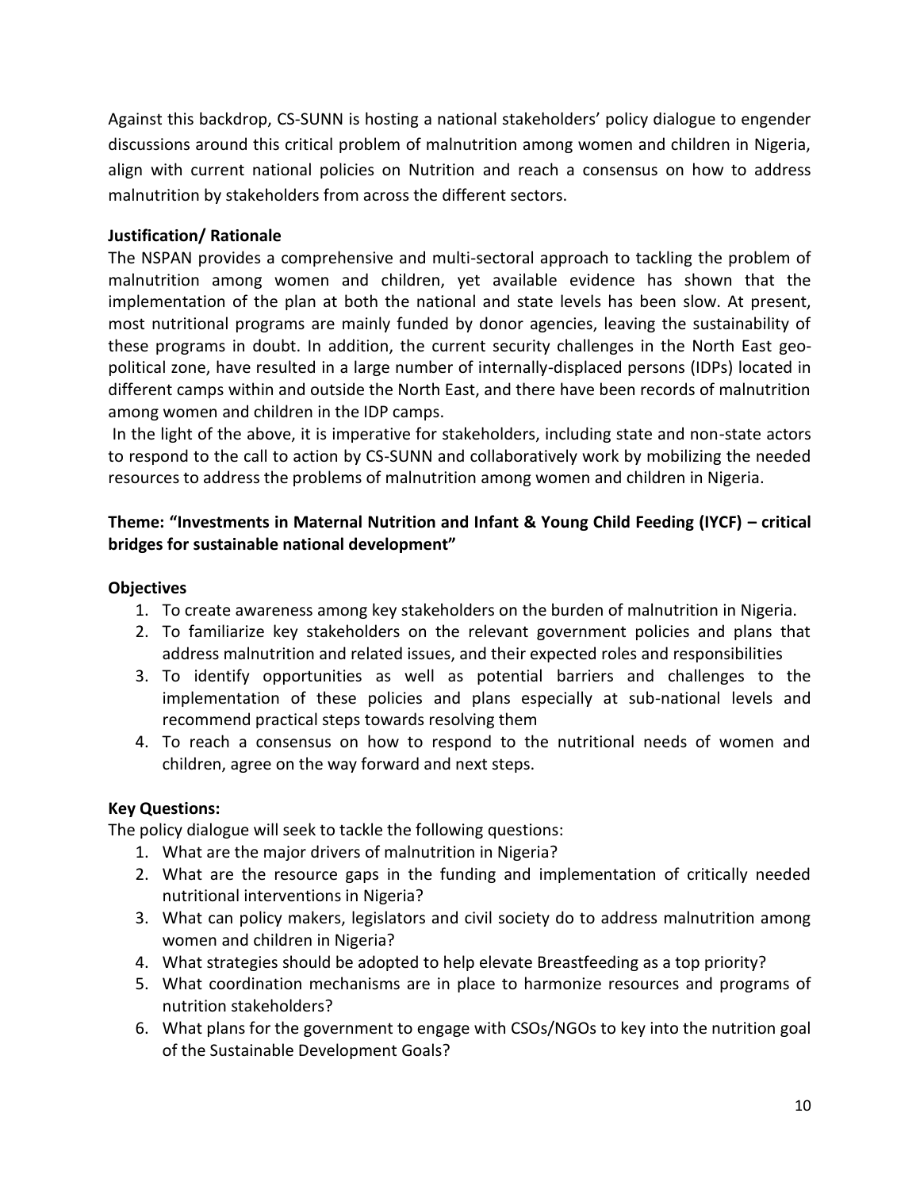Against this backdrop, CS-SUNN is hosting a national stakeholders' policy dialogue to engender discussions around this critical problem of malnutrition among women and children in Nigeria, align with current national policies on Nutrition and reach a consensus on how to address malnutrition by stakeholders from across the different sectors.

**Justification/ Rationale**

The NSPAN provides a comprehensive and multi-sectoral approach to tackling the problem of malnutrition among women and children, yet available evidence has shown that the implementation of the plan at both the national and state levels has been slow. At present, most nutritional programs are mainly funded by donor agencies, leaving the sustainability of these programs in doubt. In addition, the current security challenges in the North East geo-political zone, have resulted in a large number of internally-displaced persons (IDPs) located in different camps within and outside the North East, and there have been records of malnutrition among women and children in the IDP camps.

In the light of the above, it is imperative for stakeholders, including state and non-state actors to respond to the call to action by CS-SUNN and collaboratively work by mobilizing the needed resources to address the problems of malnutrition among women and children in Nigeria.

**Theme: "Investments in Maternal Nutrition and Infant & Young Child Feeding (IYCF) – critical bridges for sustainable national development"**

**Objectives**

1. To create awareness among key stakeholders on the burden of malnutrition in Nigeria.
2. To familiarize key stakeholders on the relevant government policies and plans that address malnutrition and related issues, and their expected roles and responsibilities
3. To identify opportunities as well as potential barriers and challenges to the implementation of these policies and plans especially at sub-national levels and recommend practical steps towards resolving them
4. To reach a consensus on how to respond to the nutritional needs of women and children, agree on the way forward and next steps.

**Key Questions:**

The policy dialogue will seek to tackle the following questions:

1. What are the major drivers of malnutrition in Nigeria?
2. What are the resource gaps in the funding and implementation of critically needed nutritional interventions in Nigeria?
3. What can policy makers, legislators and civil society do to address malnutrition among women and children in Nigeria?
4. What strategies should be adopted to help elevate Breastfeeding as a top priority?
5. What coordination mechanisms are in place to harmonize resources and programs of nutrition stakeholders?
6. What plans for the government to engage with CSOs/NGOs to key into the nutrition goal of the Sustainable Development Goals?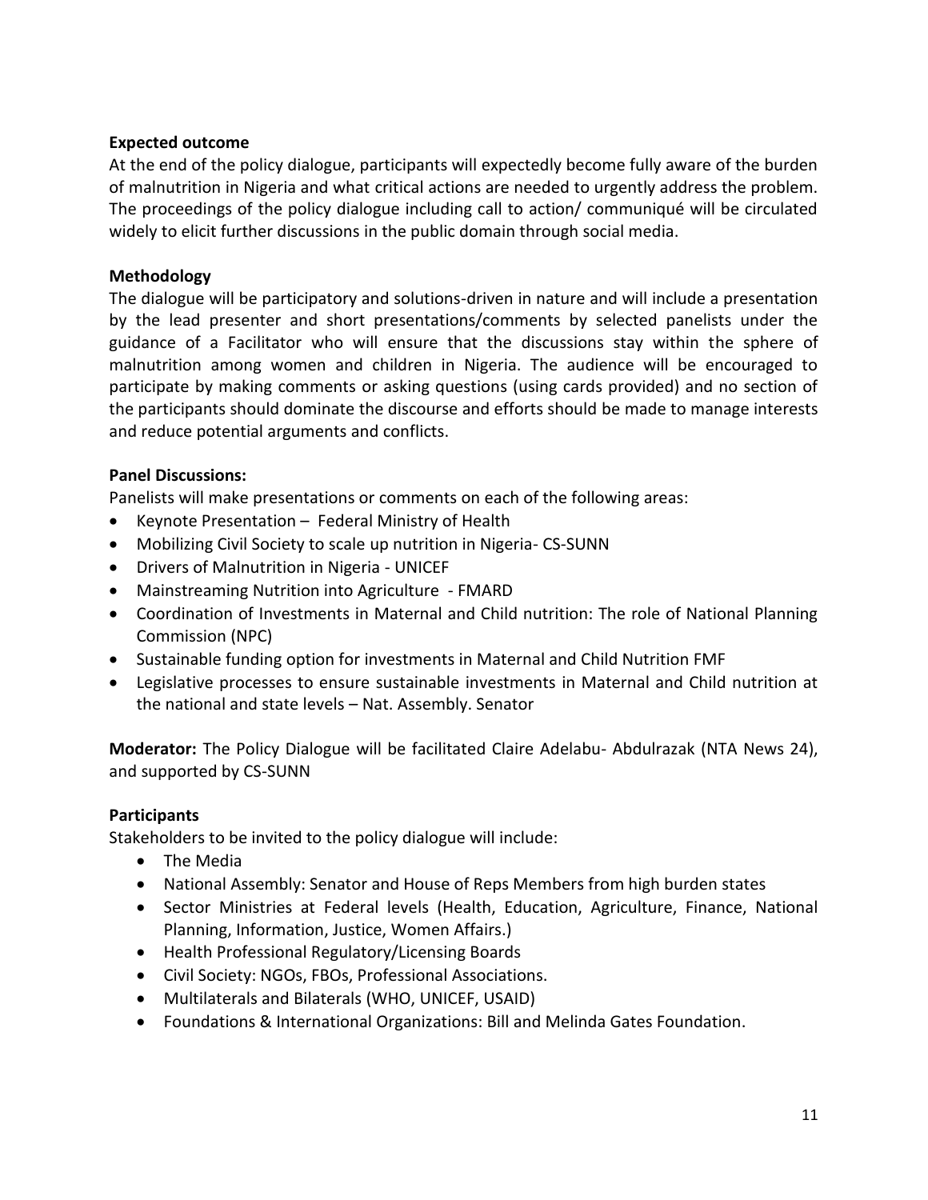**Expected outcome**

At the end of the policy dialogue, participants will expectedly become fully aware of the burden of malnutrition in Nigeria and what critical actions are needed to urgently address the problem. The proceedings of the policy dialogue including call to action/ communiqué will be circulated widely to elicit further discussions in the public domain through social media.

**Methodology**

The dialogue will be participatory and solutions-driven in nature and will include a presentation by the lead presenter and short presentations/comments by selected panelists under the guidance of a Facilitator who will ensure that the discussions stay within the sphere of malnutrition among women and children in Nigeria. The audience will be encouraged to participate by making comments or asking questions (using cards provided) and no section of the participants should dominate the discourse and efforts should be made to manage interests and reduce potential arguments and conflicts.

**Panel Discussions:**

Panelists will make presentations or comments on each of the following areas:

- Keynote Presentation – Federal Ministry of Health
- Mobilizing Civil Society to scale up nutrition in Nigeria- CS-SUNN
- Drivers of Malnutrition in Nigeria - UNICEF
- Mainstreaming Nutrition into Agriculture - FMARD
- Coordination of Investments in Maternal and Child nutrition: The role of National Planning Commission (NPC)
- Sustainable funding option for investments in Maternal and Child Nutrition FMF
- Legislative processes to ensure sustainable investments in Maternal and Child nutrition at the national and state levels – Nat. Assembly. Senator

**Moderator:** The Policy Dialogue will be facilitated Claire Adelabu- Abdulrazak (NTA News 24), and supported by CS-SUNN

**Participants**

Stakeholders to be invited to the policy dialogue will include:

- The Media
- National Assembly: Senator and House of Reps Members from high burden states
- Sector Ministries at Federal levels (Health, Education, Agriculture, Finance, National Planning, Information, Justice, Women Affairs.)
- Health Professional Regulatory/Licensing Boards
- Civil Society: NGOs, FBOs, Professional Associations.
- Multilaterals and Bilaterals (WHO, UNICEF, USAID)
- Foundations & International Organizations: Bill and Melinda Gates Foundation.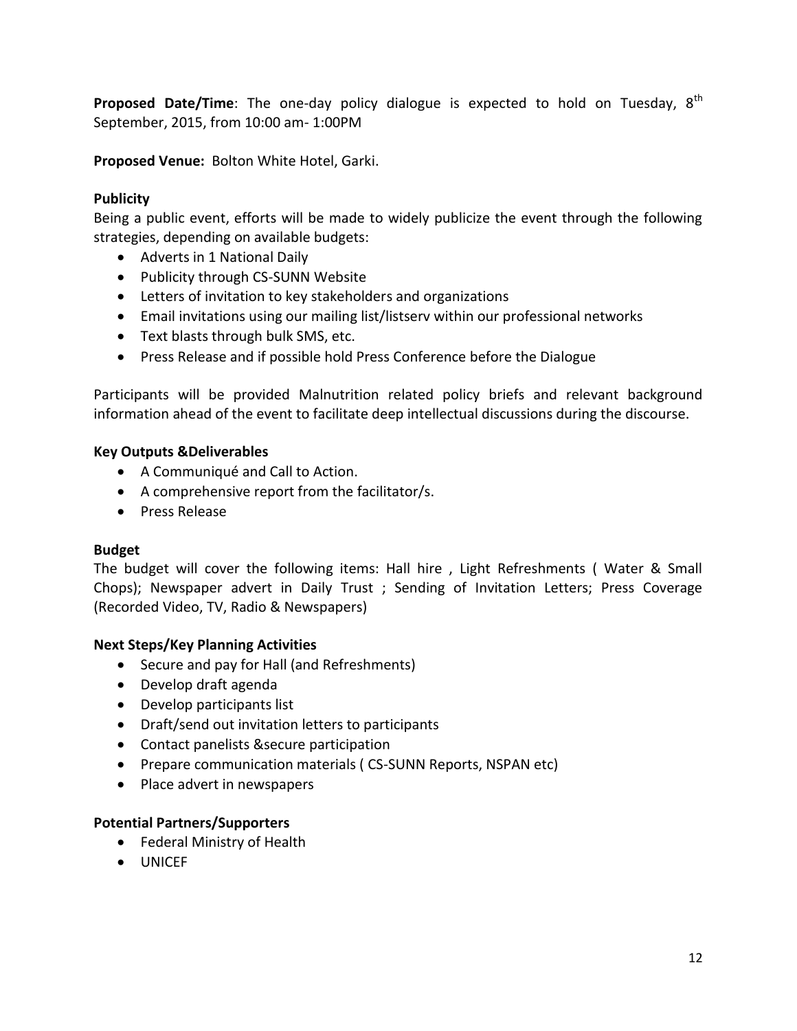**Proposed Date/Time**: The one-day policy dialogue is expected to hold on Tuesday, 8th September, 2015, from 10:00 am- 1:00PM

**Proposed Venue:** Bolton White Hotel, Garki.

**Publicity**

Being a public event, efforts will be made to widely publicize the event through the following strategies, depending on available budgets:

- Adverts in 1 National Daily
- Publicity through CS-SUNN Website
- Letters of invitation to key stakeholders and organizations
- Email invitations using our mailing list/listserv within our professional networks
- Text blasts through bulk SMS, etc.
- Press Release and if possible hold Press Conference before the Dialogue

Participants will be provided Malnutrition related policy briefs and relevant background information ahead of the event to facilitate deep intellectual discussions during the discourse.

**Key Outputs &Deliverables**

- A Communiqué and Call to Action.
- A comprehensive report from the facilitator/s.
- Press Release

**Budget**

The budget will cover the following items: Hall hire , Light Refreshments ( Water & Small Chops); Newspaper advert in Daily Trust ; Sending of Invitation Letters; Press Coverage (Recorded Video, TV, Radio & Newspapers)

**Next Steps/Key Planning Activities**

- Secure and pay for Hall (and Refreshments)
- Develop draft agenda
- Develop participants list
- Draft/send out invitation letters to participants
- Contact panelists &secure participation
- Prepare communication materials ( CS-SUNN Reports, NSPAN etc)
- Place advert in newspapers

**Potential Partners/Supporters**

- Federal Ministry of Health
- UNICEF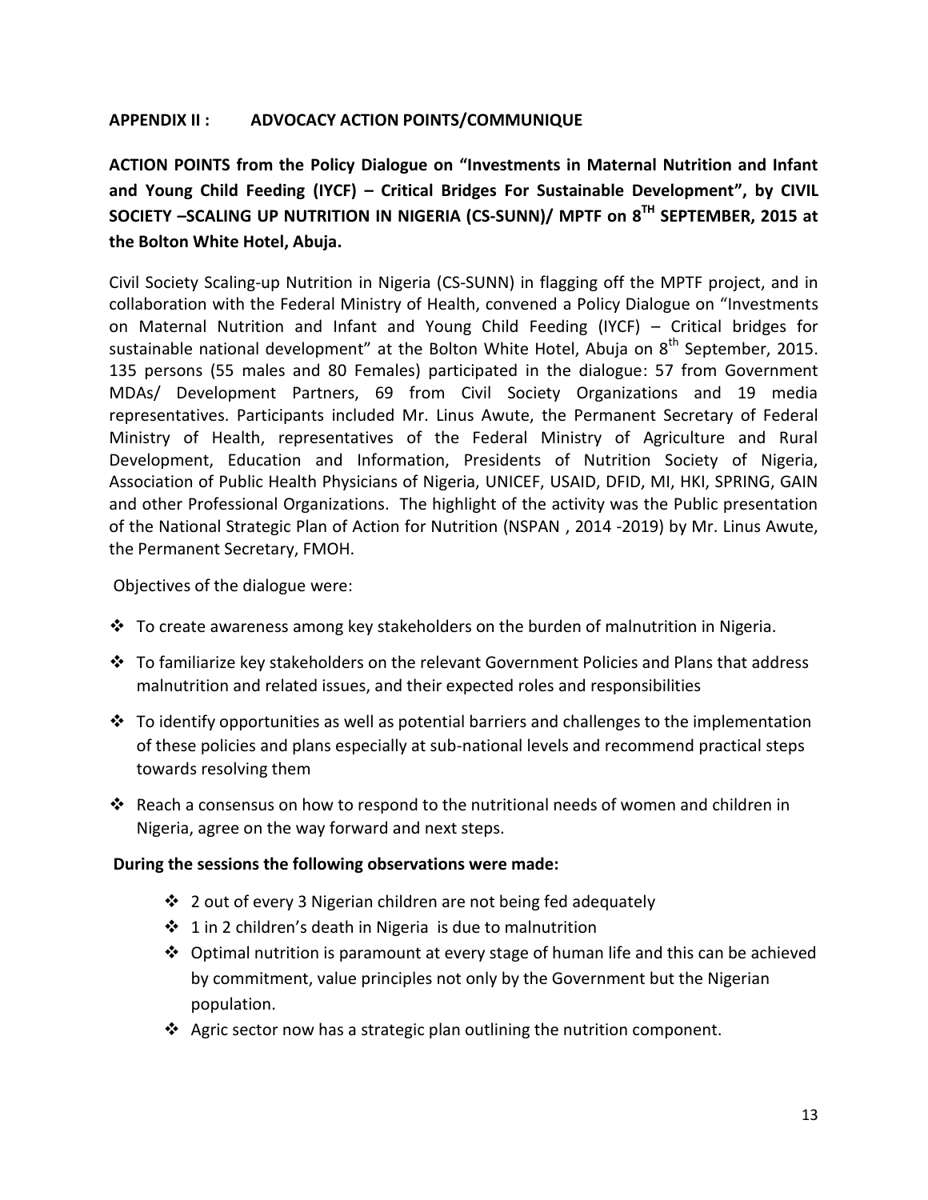## APPENDIX II : ADVOCACY ACTION POINTS/COMMUNIQUE

**ACTION POINTS from the Policy Dialogue on "Investments in Maternal Nutrition and Infant and Young Child Feeding (IYCF) – Critical Bridges For Sustainable Development", by CIVIL SOCIETY –SCALING UP NUTRITION IN NIGERIA (CS-SUNN)/ MPTF on 8TH SEPTEMBER, 2015 at the Bolton White Hotel, Abuja.**

Civil Society Scaling-up Nutrition in Nigeria (CS-SUNN) in flagging off the MPTF project, and in collaboration with the Federal Ministry of Health, convened a Policy Dialogue on "Investments on Maternal Nutrition and Infant and Young Child Feeding (IYCF) – Critical bridges for sustainable national development" at the Bolton White Hotel, Abuja on 8th September, 2015. 135 persons (55 males and 80 Females) participated in the dialogue: 57 from Government MDAs/ Development Partners, 69 from Civil Society Organizations and 19 media representatives. Participants included Mr. Linus Awute, the Permanent Secretary of Federal Ministry of Health, representatives of the Federal Ministry of Agriculture and Rural Development, Education and Information, Presidents of Nutrition Society of Nigeria, Association of Public Health Physicians of Nigeria, UNICEF, USAID, DFID, MI, HKI, SPRING, GAIN and other Professional Organizations. The highlight of the activity was the Public presentation of the National Strategic Plan of Action for Nutrition (NSPAN , 2014 -2019) by Mr. Linus Awute, the Permanent Secretary, FMOH.

Objectives of the dialogue were:

- To create awareness among key stakeholders on the burden of malnutrition in Nigeria.
- To familiarize key stakeholders on the relevant Government Policies and Plans that address malnutrition and related issues, and their expected roles and responsibilities
- To identify opportunities as well as potential barriers and challenges to the implementation of these policies and plans especially at sub-national levels and recommend practical steps towards resolving them
- Reach a consensus on how to respond to the nutritional needs of women and children in Nigeria, agree on the way forward and next steps.

**During the sessions the following observations were made:**

- 2 out of every 3 Nigerian children are not being fed adequately
- 1 in 2 children's death in Nigeria is due to malnutrition
- Optimal nutrition is paramount at every stage of human life and this can be achieved by commitment, value principles not only by the Government but the Nigerian population.
- Agric sector now has a strategic plan outlining the nutrition component.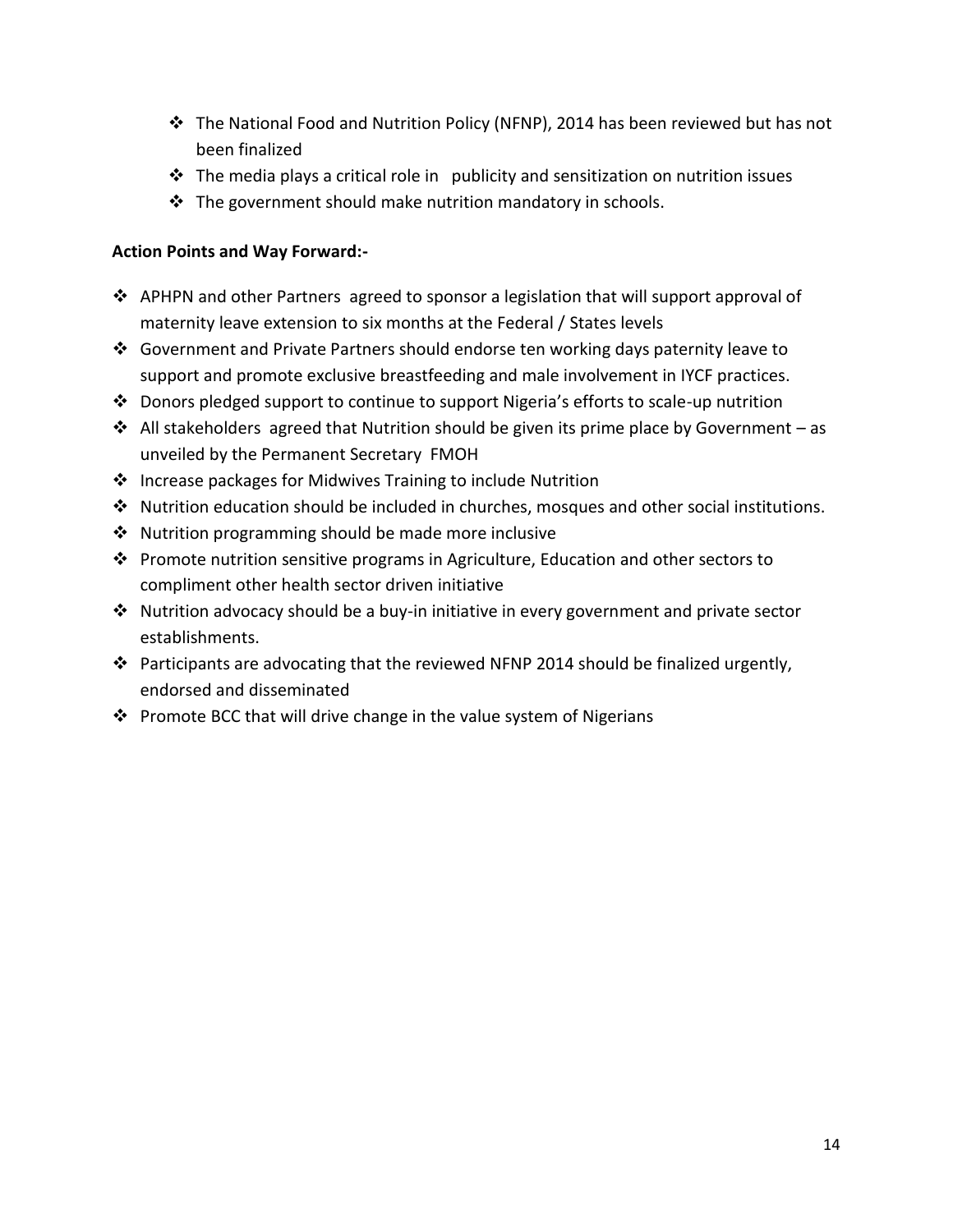- The National Food and Nutrition Policy (NFNP), 2014 has been reviewed but has not been finalized
- The media plays a critical role in publicity and sensitization on nutrition issues
- The government should make nutrition mandatory in schools.

**Action Points and Way Forward:-**

- APHPN and other Partners agreed to sponsor a legislation that will support approval of maternity leave extension to six months at the Federal / States levels
- Government and Private Partners should endorse ten working days paternity leave to support and promote exclusive breastfeeding and male involvement in IYCF practices.
- Donors pledged support to continue to support Nigeria's efforts to scale-up nutrition
- All stakeholders agreed that Nutrition should be given its prime place by Government – as unveiled by the Permanent Secretary FMOH
- Increase packages for Midwives Training to include Nutrition
- Nutrition education should be included in churches, mosques and other social institutions.
- Nutrition programming should be made more inclusive
- Promote nutrition sensitive programs in Agriculture, Education and other sectors to compliment other health sector driven initiative
- Nutrition advocacy should be a buy-in initiative in every government and private sector establishments.
- Participants are advocating that the reviewed NFNP 2014 should be finalized urgently, endorsed and disseminated
- Promote BCC that will drive change in the value system of Nigerians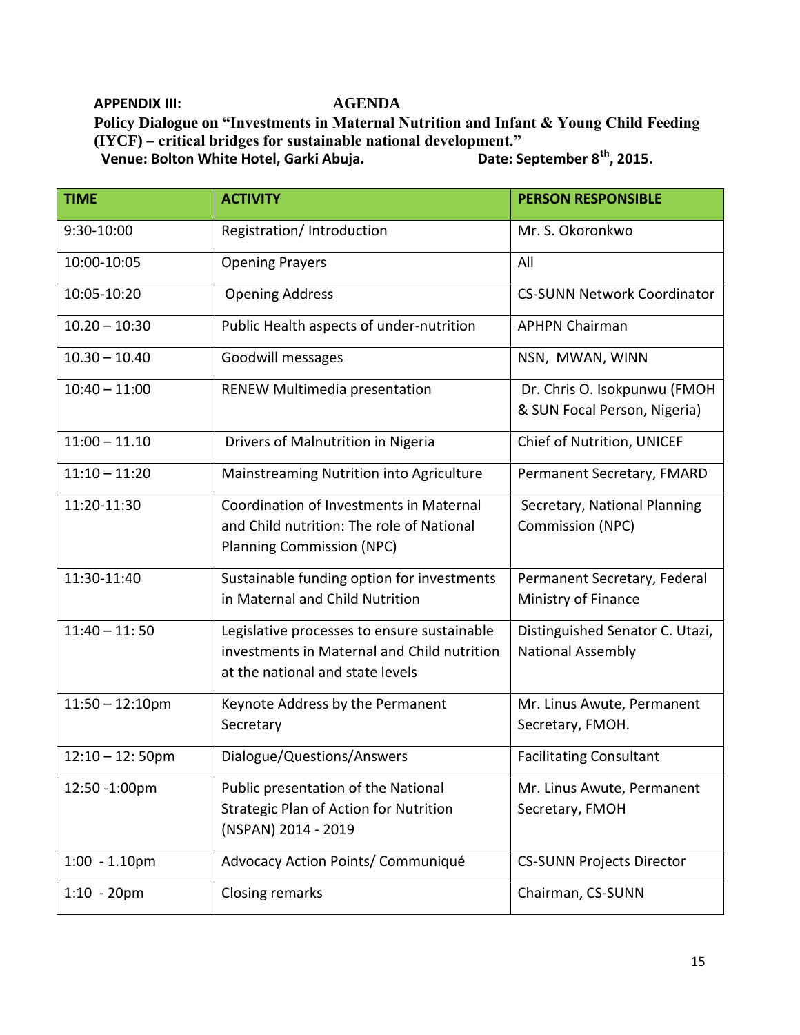**APPENDIX III:** **AGENDA**

**Policy Dialogue on "Investments in Maternal Nutrition and Infant & Young Child Feeding (IYCF) – critical bridges for sustainable national development."**

**Venue: Bolton White Hotel, Garki Abuja.** **Date: September 8th, 2015.**

| TIME | ACTIVITY | PERSON RESPONSIBLE |
|---|---|---|
| 9:30-10:00 | Registration/ Introduction | Mr. S. Okoronkwo |
| 10:00-10:05 | Opening Prayers | All |
| 10:05-10:20 | Opening Address | CS-SUNN Network Coordinator |
| 10.20 – 10:30 | Public Health aspects of under-nutrition | APHPN Chairman |
| 10.30 – 10.40 | Goodwill messages | NSN, MWAN, WINN |
| 10:40 – 11:00 | RENEW Multimedia presentation | Dr. Chris O. Isokpunwu (FMOH & SUN Focal Person, Nigeria) |
| 11:00 – 11.10 | Drivers of Malnutrition in Nigeria | Chief of Nutrition, UNICEF |
| 11:10 – 11:20 | Mainstreaming Nutrition into Agriculture | Permanent Secretary, FMARD |
| 11:20-11:30 | Coordination of Investments in Maternal and Child nutrition: The role of National Planning Commission (NPC) | Secretary, National Planning Commission (NPC) |
| 11:30-11:40 | Sustainable funding option for investments in Maternal and Child Nutrition | Permanent Secretary, Federal Ministry of Finance |
| 11:40 – 11: 50 | Legislative processes to ensure sustainable investments in Maternal and Child nutrition at the national and state levels | Distinguished Senator C. Utazi, National Assembly |
| 11:50 – 12:10pm | Keynote Address by the Permanent Secretary | Mr. Linus Awute, Permanent Secretary, FMOH. |
| 12:10 – 12: 50pm | Dialogue/Questions/Answers | Facilitating Consultant |
| 12:50 -1:00pm | Public presentation of the National Strategic Plan of Action for Nutrition (NSPAN) 2014 - 2019 | Mr. Linus Awute, Permanent Secretary, FMOH |
| 1:00 - 1.10pm | Advocacy Action Points/ Communiqué | CS-SUNN Projects Director |
| 1:10 - 20pm | Closing remarks | Chairman, CS-SUNN |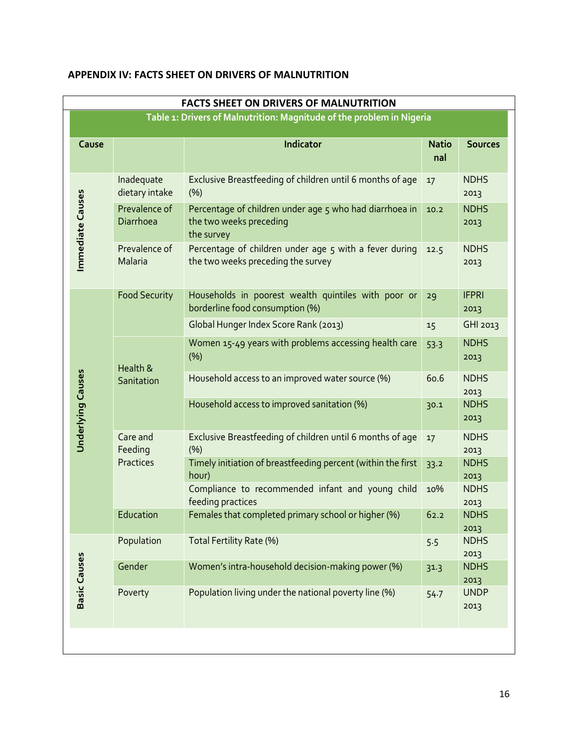## APPENDIX IV: FACTS SHEET ON DRIVERS OF MALNUTRITION

**FACTS SHEET ON DRIVERS OF MALNUTRITION**

**Table 1: Drivers of Malnutrition: Magnitude of the problem in Nigeria**

| Cause | | Indicator | National | Sources |
|---|---|---|---|---|
| Immediate Causes | Inadequate dietary intake | Exclusive Breastfeeding of children until 6 months of age (%) | 17 | NDHS 2013 |
| | Prevalence of Diarrhoea | Percentage of children under age 5 who had diarrhoea in the two weeks preceding the survey | 10.2 | NDHS 2013 |
| | Prevalence of Malaria | Percentage of children under age 5 with a fever during the two weeks preceding the survey | 12.5 | NDHS 2013 |
| Underlying Causes | Food Security | Households in poorest wealth quintiles with poor or borderline food consumption (%) | 29 | IFPRI 2013 |
| | | Global Hunger Index Score Rank (2013) | 15 | GHI 2013 |
| | Health & Sanitation | Women 15-49 years with problems accessing health care (%) | 53.3 | NDHS 2013 |
| | | Household access to an improved water source (%) | 60.6 | NDHS 2013 |
| | | Household access to improved sanitation (%) | 30.1 | NDHS 2013 |
| | Care and Feeding Practices | Exclusive Breastfeeding of children until 6 months of age (%) | 17 | NDHS 2013 |
| | | Timely initiation of breastfeeding percent (within the first hour) | 33.2 | NDHS 2013 |
| | | Compliance to recommended infant and young child feeding practices | 10% | NDHS 2013 |
| | Education | Females that completed primary school or higher (%) | 62.2 | NDHS 2013 |
| Basic Causes | Population | Total Fertility Rate (%) | 5.5 | NDHS 2013 |
| | Gender | Women's intra-household decision-making power (%) | 31.3 | NDHS 2013 |
| | Poverty | Population living under the national poverty line (%) | 54.7 | UNDP 2013 |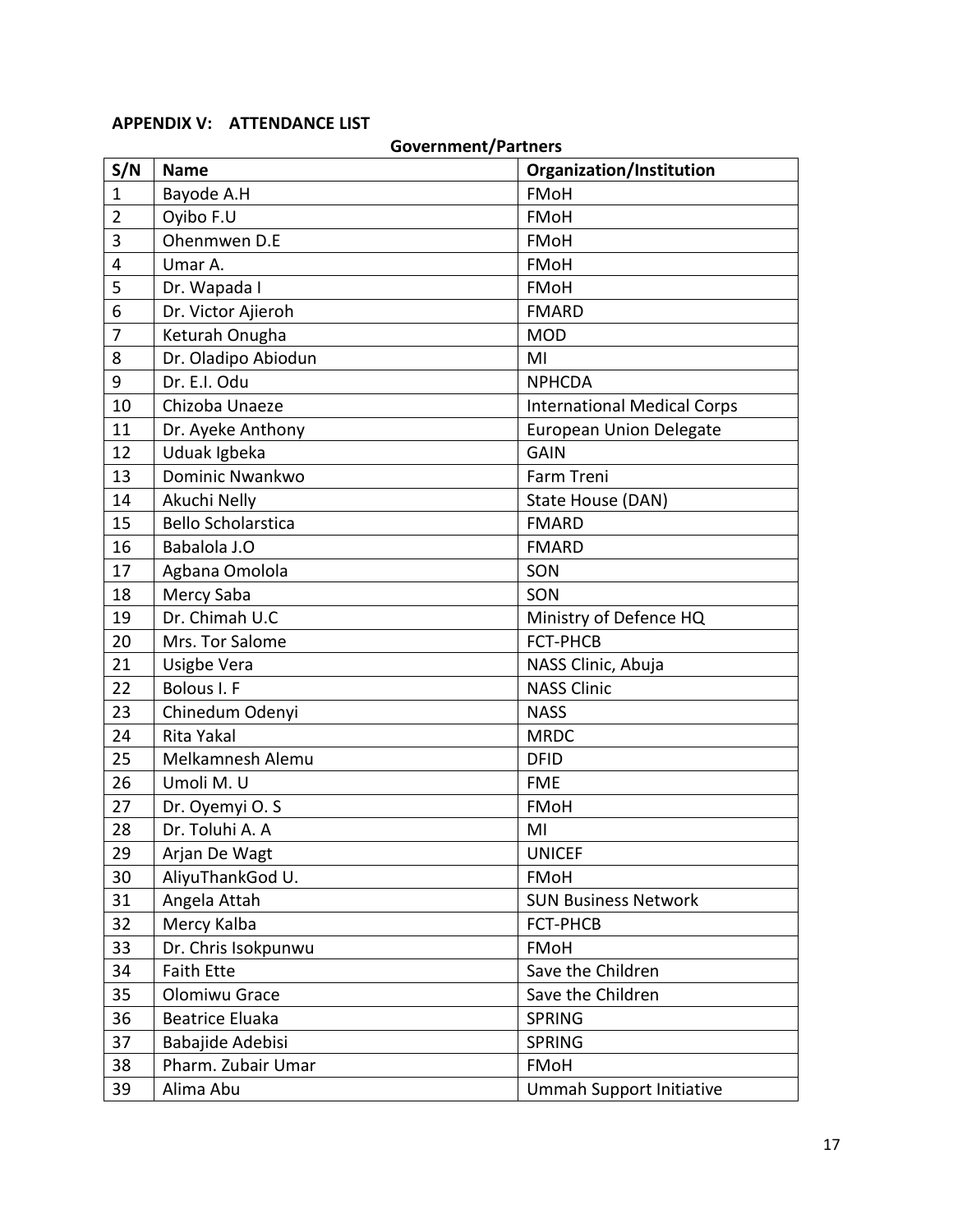## APPENDIX V: ATTENDANCE LIST

**Government/Partners**

| S/N | Name | Organization/Institution |
|---|---|---|
| 1 | Bayode A.H | FMoH |
| 2 | Oyibo F.U | FMoH |
| 3 | Ohenmwen D.E | FMoH |
| 4 | Umar A. | FMoH |
| 5 | Dr. Wapada I | FMoH |
| 6 | Dr. Victor Ajieroh | FMARD |
| 7 | Keturah Onugha | MOD |
| 8 | Dr. Oladipo Abiodun | MI |
| 9 | Dr. E.I. Odu | NPHCDA |
| 10 | Chizoba Unaeze | International Medical Corps |
| 11 | Dr. Ayeke Anthony | European Union Delegate |
| 12 | Uduak Igbeka | GAIN |
| 13 | Dominic Nwankwo | Farm Treni |
| 14 | Akuchi Nelly | State House (DAN) |
| 15 | Bello Scholarstica | FMARD |
| 16 | Babalola J.O | FMARD |
| 17 | Agbana Omolola | SON |
| 18 | Mercy Saba | SON |
| 19 | Dr. Chimah U.C | Ministry of Defence HQ |
| 20 | Mrs. Tor Salome | FCT-PHCB |
| 21 | Usigbe Vera | NASS Clinic, Abuja |
| 22 | Bolous I. F | NASS Clinic |
| 23 | Chinedum Odenyi | NASS |
| 24 | Rita Yakal | MRDC |
| 25 | Melkamnesh Alemu | DFID |
| 26 | Umoli M. U | FME |
| 27 | Dr. Oyemyi O. S | FMoH |
| 28 | Dr. Toluhi A. A | MI |
| 29 | Arjan De Wagt | UNICEF |
| 30 | AliyuThankGod U. | FMoH |
| 31 | Angela Attah | SUN Business Network |
| 32 | Mercy Kalba | FCT-PHCB |
| 33 | Dr. Chris Isokpunwu | FMoH |
| 34 | Faith Ette | Save the Children |
| 35 | Olomiwu Grace | Save the Children |
| 36 | Beatrice Eluaka | SPRING |
| 37 | Babajide Adebisi | SPRING |
| 38 | Pharm. Zubair Umar | FMoH |
| 39 | Alima Abu | Ummah Support Initiative |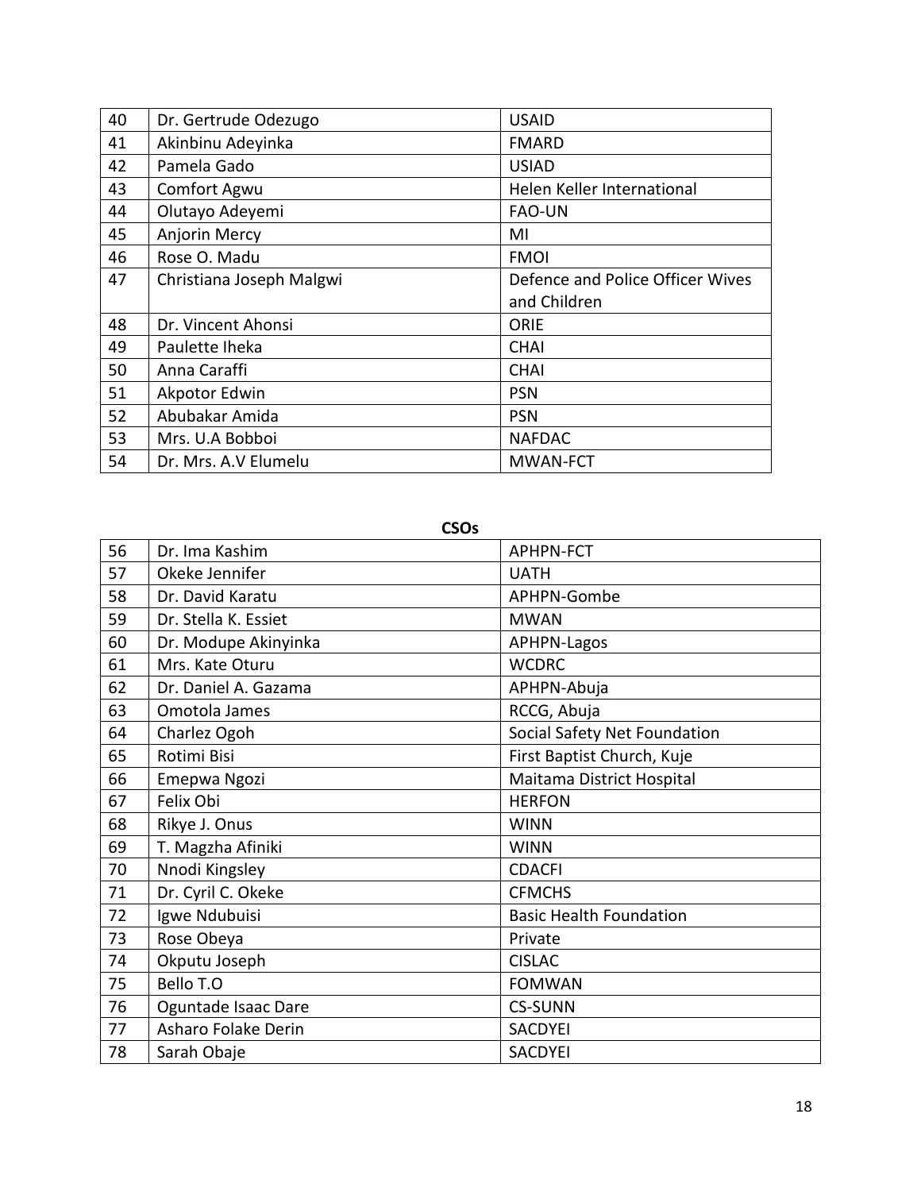| 40 | Dr. Gertrude Odezugo | USAID |
|---|---|---|
| 41 | Akinbinu Adeyinka | FMARD |
| 42 | Pamela Gado | USIAD |
| 43 | Comfort Agwu | Helen Keller International |
| 44 | Olutayo Adeyemi | FAO-UN |
| 45 | Anjorin Mercy | MI |
| 46 | Rose O. Madu | FMOI |
| 47 | Christiana Joseph Malgwi | Defence and Police Officer Wives and Children |
| 48 | Dr. Vincent Ahonsi | ORIE |
| 49 | Paulette Iheka | CHAI |
| 50 | Anna Caraffi | CHAI |
| 51 | Akpotor Edwin | PSN |
| 52 | Abubakar Amida | PSN |
| 53 | Mrs. U.A Bobboi | NAFDAC |
| 54 | Dr. Mrs. A.V Elumelu | MWAN-FCT |

**CSOs**

| 56 | Dr. Ima Kashim | APHPN-FCT |
|---|---|---|
| 57 | Okeke Jennifer | UATH |
| 58 | Dr. David Karatu | APHPN-Gombe |
| 59 | Dr. Stella K. Essiet | MWAN |
| 60 | Dr. Modupe Akinyinka | APHPN-Lagos |
| 61 | Mrs. Kate Oturu | WCDRC |
| 62 | Dr. Daniel A. Gazama | APHPN-Abuja |
| 63 | Omotola James | RCCG, Abuja |
| 64 | Charlez Ogoh | Social Safety Net Foundation |
| 65 | Rotimi Bisi | First Baptist Church, Kuje |
| 66 | Emepwa Ngozi | Maitama District Hospital |
| 67 | Felix Obi | HERFON |
| 68 | Rikye J. Onus | WINN |
| 69 | T. Magzha Afiniki | WINN |
| 70 | Nnodi Kingsley | CDACFI |
| 71 | Dr. Cyril C. Okeke | CFMCHS |
| 72 | Igwe Ndubuisi | Basic Health Foundation |
| 73 | Rose Obeya | Private |
| 74 | Okputu Joseph | CISLAC |
| 75 | Bello T.O | FOMWAN |
| 76 | Oguntade Isaac Dare | CS-SUNN |
| 77 | Asharo Folake Derin | SACDYEI |
| 78 | Sarah Obaje | SACDYEI |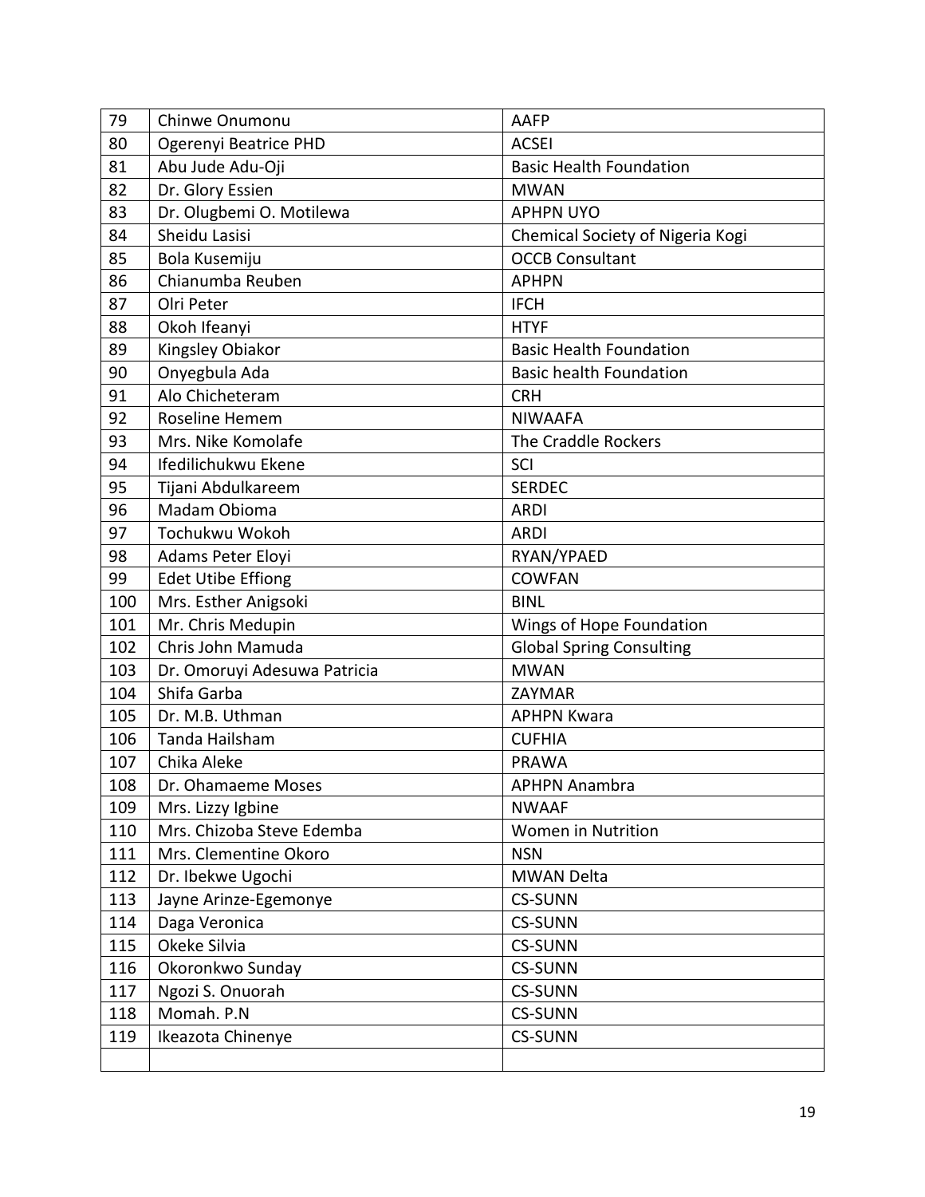| | | |
|---|---|---|
| 79 | Chinwe Onumonu | AAFP |
| 80 | Ogerenyi Beatrice PHD | ACSEI |
| 81 | Abu Jude Adu-Oji | Basic Health Foundation |
| 82 | Dr. Glory Essien | MWAN |
| 83 | Dr. Olugbemi O. Motilewa | APHPN UYO |
| 84 | Sheidu Lasisi | Chemical Society of Nigeria Kogi |
| 85 | Bola Kusemiju | OCCB Consultant |
| 86 | Chianumba Reuben | APHPN |
| 87 | Olri Peter | IFCH |
| 88 | Okoh Ifeanyi | HTYF |
| 89 | Kingsley Obiakor | Basic Health Foundation |
| 90 | Onyegbula Ada | Basic health Foundation |
| 91 | Alo Chicheteram | CRH |
| 92 | Roseline Hemem | NIWAAFA |
| 93 | Mrs. Nike Komolafe | The Craddle Rockers |
| 94 | Ifedilichukwu Ekene | SCI |
| 95 | Tijani Abdulkareem | SERDEC |
| 96 | Madam Obioma | ARDI |
| 97 | Tochukwu Wokoh | ARDI |
| 98 | Adams Peter Eloyi | RYAN/YPAED |
| 99 | Edet Utibe Effiong | COWFAN |
| 100 | Mrs. Esther Anigsoki | BINL |
| 101 | Mr. Chris Medupin | Wings of Hope Foundation |
| 102 | Chris John Mamuda | Global Spring Consulting |
| 103 | Dr. Omoruyi Adesuwa Patricia | MWAN |
| 104 | Shifa Garba | ZAYMAR |
| 105 | Dr. M.B. Uthman | APHPN Kwara |
| 106 | Tanda Hailsham | CUFHIA |
| 107 | Chika Aleke | PRAWA |
| 108 | Dr. Ohamaeme Moses | APHPN Anambra |
| 109 | Mrs. Lizzy Igbine | NWAAF |
| 110 | Mrs. Chizoba Steve Edemba | Women in Nutrition |
| 111 | Mrs. Clementine Okoro | NSN |
| 112 | Dr. Ibekwe Ugochi | MWAN Delta |
| 113 | Jayne Arinze-Egemonye | CS-SUNN |
| 114 | Daga Veronica | CS-SUNN |
| 115 | Okeke Silvia | CS-SUNN |
| 116 | Okoronkwo Sunday | CS-SUNN |
| 117 | Ngozi S. Onuorah | CS-SUNN |
| 118 | Momah. P.N | CS-SUNN |
| 119 | Ikeazota Chinenye | CS-SUNN |
| | | |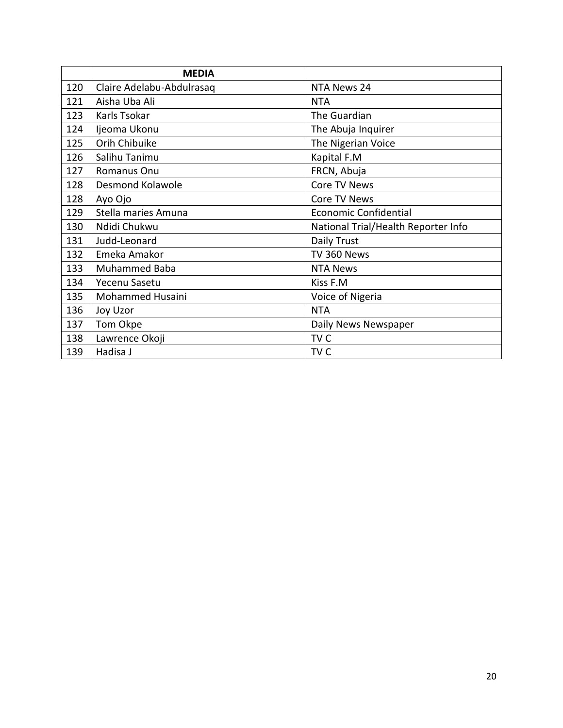| | MEDIA | |
|---|---|---|
| 120 | Claire Adelabu-Abdulrasaq | NTA News 24 |
| 121 | Aisha Uba Ali | NTA |
| 123 | Karls Tsokar | The Guardian |
| 124 | Ijeoma Ukonu | The Abuja Inquirer |
| 125 | Orih Chibuike | The Nigerian Voice |
| 126 | Salihu Tanimu | Kapital F.M |
| 127 | Romanus Onu | FRCN, Abuja |
| 128 | Desmond Kolawole | Core TV News |
| 128 | Ayo Ojo | Core TV News |
| 129 | Stella maries Amuna | Economic Confidential |
| 130 | Ndidi Chukwu | National Trial/Health Reporter Info |
| 131 | Judd-Leonard | Daily Trust |
| 132 | Emeka Amakor | TV 360 News |
| 133 | Muhammed Baba | NTA News |
| 134 | Yecenu Sasetu | Kiss F.M |
| 135 | Mohammed Husaini | Voice of Nigeria |
| 136 | Joy Uzor | NTA |
| 137 | Tom Okpe | Daily News Newspaper |
| 138 | Lawrence Okoji | TV C |
| 139 | Hadisa J | TV C |